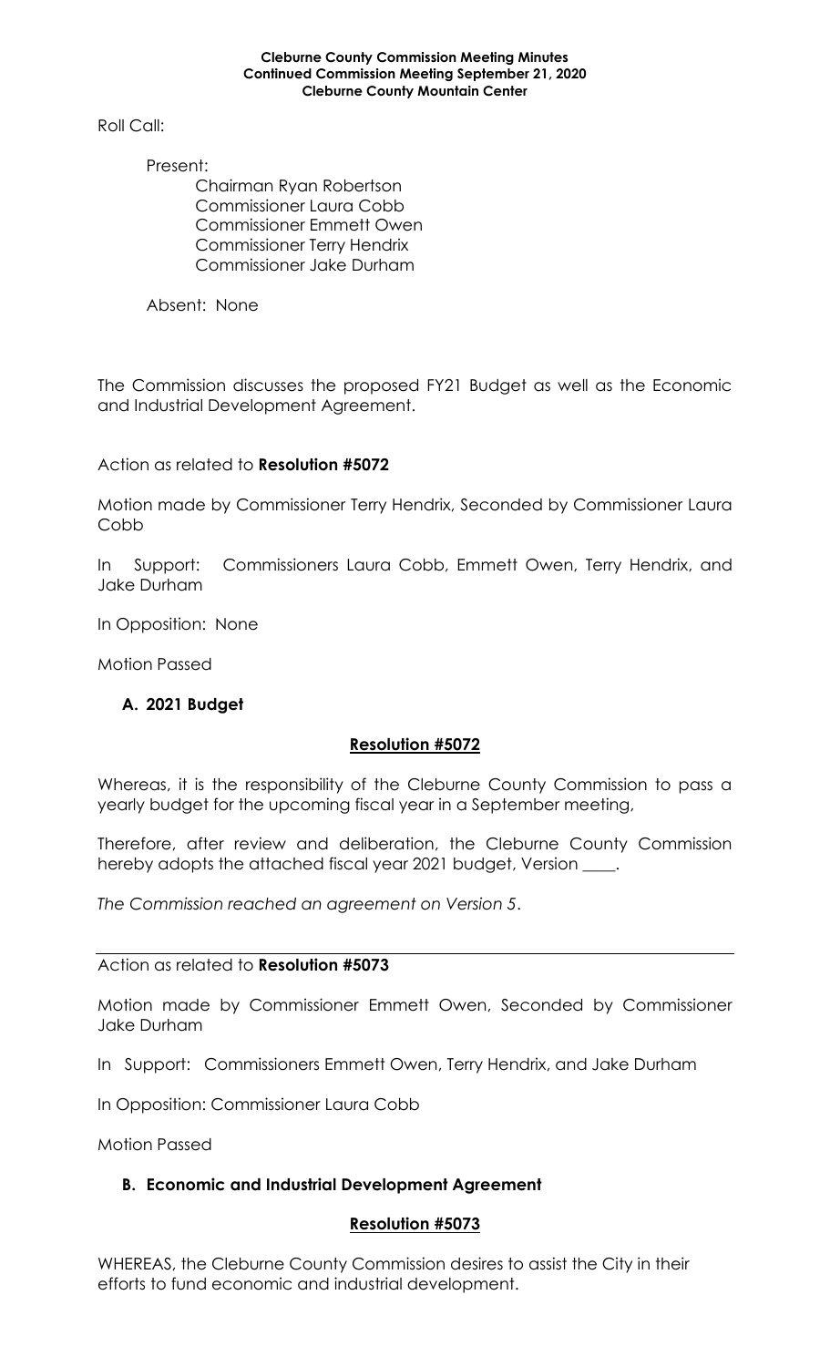**Cleburne County Commission Meeting Minutes**
**Continued Commission Meeting September 21, 2020**
**Cleburne County Mountain Center**

Roll Call:

Present:
Chairman Ryan Robertson
Commissioner Laura Cobb
Commissioner Emmett Owen
Commissioner Terry Hendrix
Commissioner Jake Durham

Absent: None

The Commission discusses the proposed FY21 Budget as well as the Economic and Industrial Development Agreement.

Action as related to **Resolution #5072**

Motion made by Commissioner Terry Hendrix, Seconded by Commissioner Laura Cobb

In Support: Commissioners Laura Cobb, Emmett Owen, Terry Hendrix, and Jake Durham

In Opposition: None

Motion Passed

**A. 2021 Budget**

**Resolution #5072**

Whereas, it is the responsibility of the Cleburne County Commission to pass a yearly budget for the upcoming fiscal year in a September meeting,

Therefore, after review and deliberation, the Cleburne County Commission hereby adopts the attached fiscal year 2021 budget, Version ____.

*The Commission reached an agreement on Version 5.*

---

Action as related to **Resolution #5073**

Motion made by Commissioner Emmett Owen, Seconded by Commissioner Jake Durham

In Support: Commissioners Emmett Owen, Terry Hendrix, and Jake Durham

In Opposition: Commissioner Laura Cobb

Motion Passed

**B. Economic and Industrial Development Agreement**

**Resolution #5073**

WHEREAS, the Cleburne County Commission desires to assist the City in their efforts to fund economic and industrial development.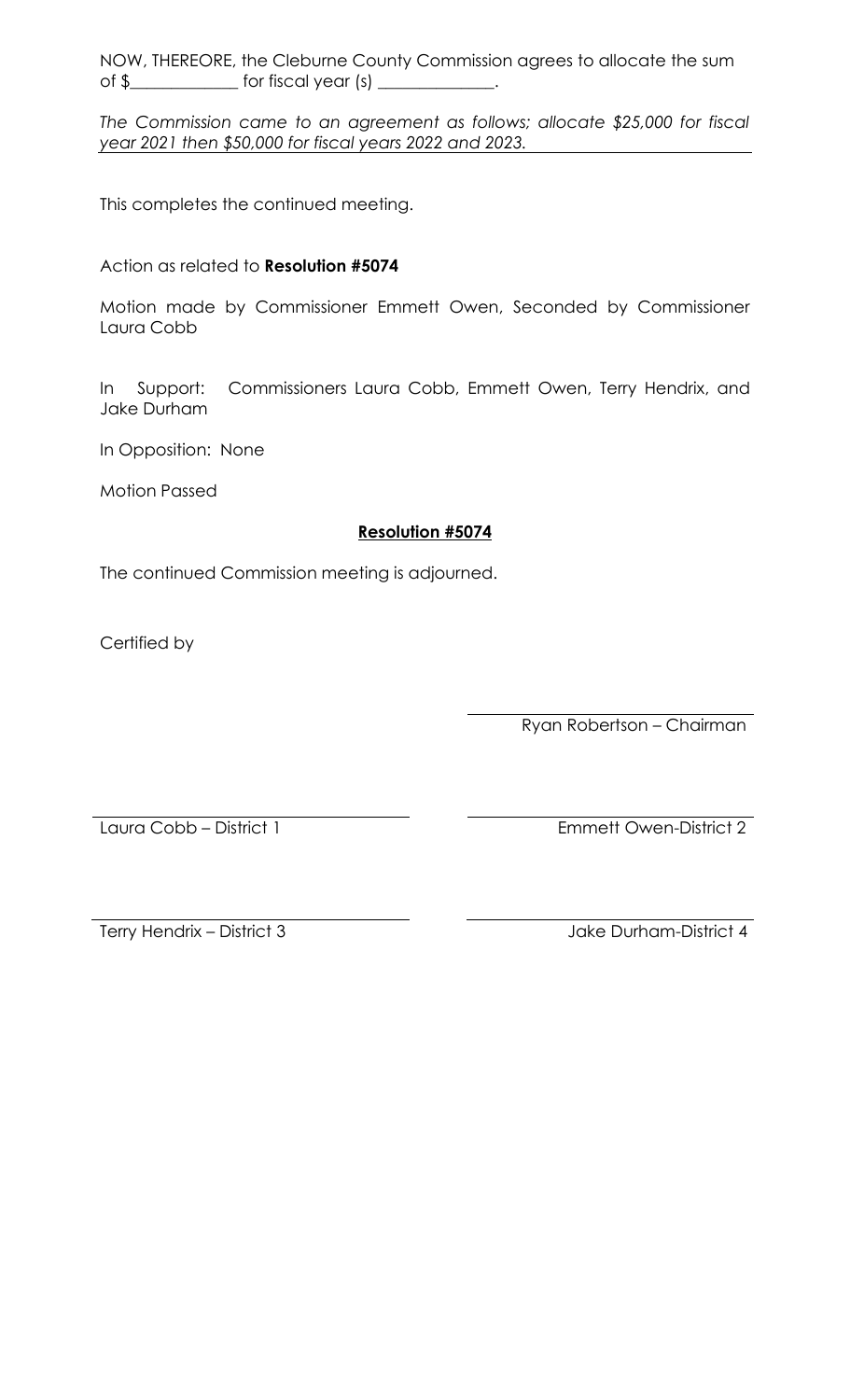NOW, THEREORE, the Cleburne County Commission agrees to allocate the sum of $____________ for fiscal year (s) _____________.

*The Commission came to an agreement as follows; allocate $25,000 for fiscal year 2021 then $50,000 for fiscal years 2022 and 2023.*

This completes the continued meeting.

Action as related to **Resolution #5074**

Motion made by Commissioner Emmett Owen, Seconded by Commissioner Laura Cobb

In Support: Commissioners Laura Cobb, Emmett Owen, Terry Hendrix, and Jake Durham

In Opposition: None

Motion Passed

**Resolution #5074**

The continued Commission meeting is adjourned.

Certified by

Ryan Robertson – Chairman

Laura Cobb – District 1

Emmett Owen-District 2

Terry Hendrix – District 3

Jake Durham-District 4